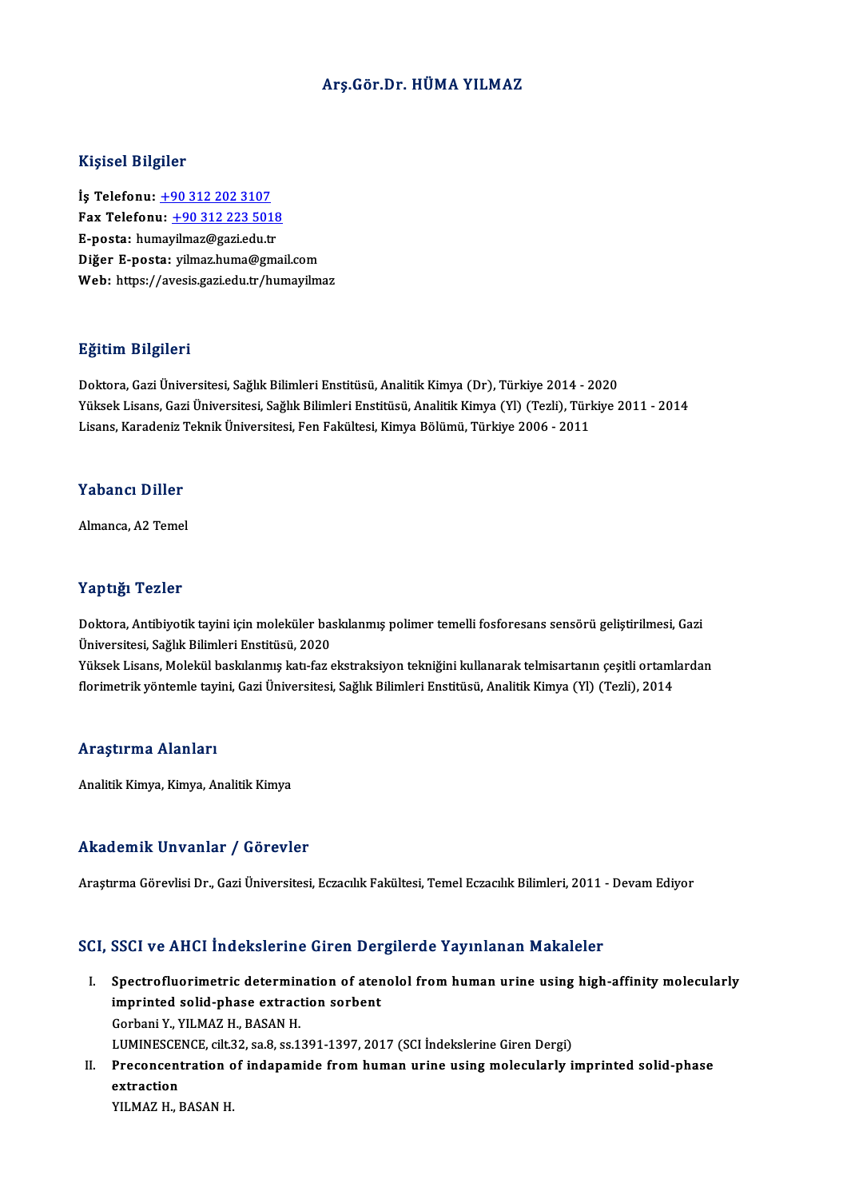# Arş.Gör.Dr. HÜMA YILMAZ

## Kişisel Bilgiler

**İş Telefonu:** +90 312 202 3107
**Fax Telefonu:** +90 312 223 5018
**E-posta:** humayilmaz@gazi.edu.tr
**Diğer E-posta:** yilmaz.huma@gmail.com
**Web:** https://avesis.gazi.edu.tr/humayilmaz

## Eğitim Bilgileri

Doktora, Gazi Üniversitesi, Sağlık Bilimleri Enstitüsü, Analitik Kimya (Dr), Türkiye 2014 - 2020
Yüksek Lisans, Gazi Üniversitesi, Sağlık Bilimleri Enstitüsü, Analitik Kimya (Yl) (Tezli), Türkiye 2011 - 2014
Lisans, Karadeniz Teknik Üniversitesi, Fen Fakültesi, Kimya Bölümü, Türkiye 2006 - 2011

## Yabancı Diller

Almanca, A2 Temel

## Yaptığı Tezler

Doktora, Antibiyotik tayini için moleküler baskılanmış polimer temelli fosforesans sensörü geliştirilmesi, Gazi Üniversitesi, Sağlık Bilimleri Enstitüsü, 2020
Yüksek Lisans, Molekül baskılanmış katı-faz ekstraksiyon tekniğini kullanarak telmisartanın çeşitli ortamlardan florimetrik yöntemle tayini, Gazi Üniversitesi, Sağlık Bilimleri Enstitüsü, Analitik Kimya (Yl) (Tezli), 2014

## Araştırma Alanları

Analitik Kimya, Kimya, Analitik Kimya

## Akademik Unvanlar / Görevler

Araştırma Görevlisi Dr., Gazi Üniversitesi, Eczacılık Fakültesi, Temel Eczacılık Bilimleri, 2011 - Devam Ediyor

## SCI, SSCI ve AHCI İndekslerine Giren Dergilerde Yayınlanan Makaleler

I. **Spectrofluorimetric determination of atenolol from human urine using high-affinity molecularly imprinted solid-phase extraction sorbent**
Gorbani Y., YILMAZ H., BASAN H.
LUMINESCENCE, cilt.32, sa.8, ss.1391-1397, 2017 (SCI İndekslerine Giren Dergi)

II. **Preconcentration of indapamide from human urine using molecularly imprinted solid-phase extraction**
YILMAZ H., BASAN H.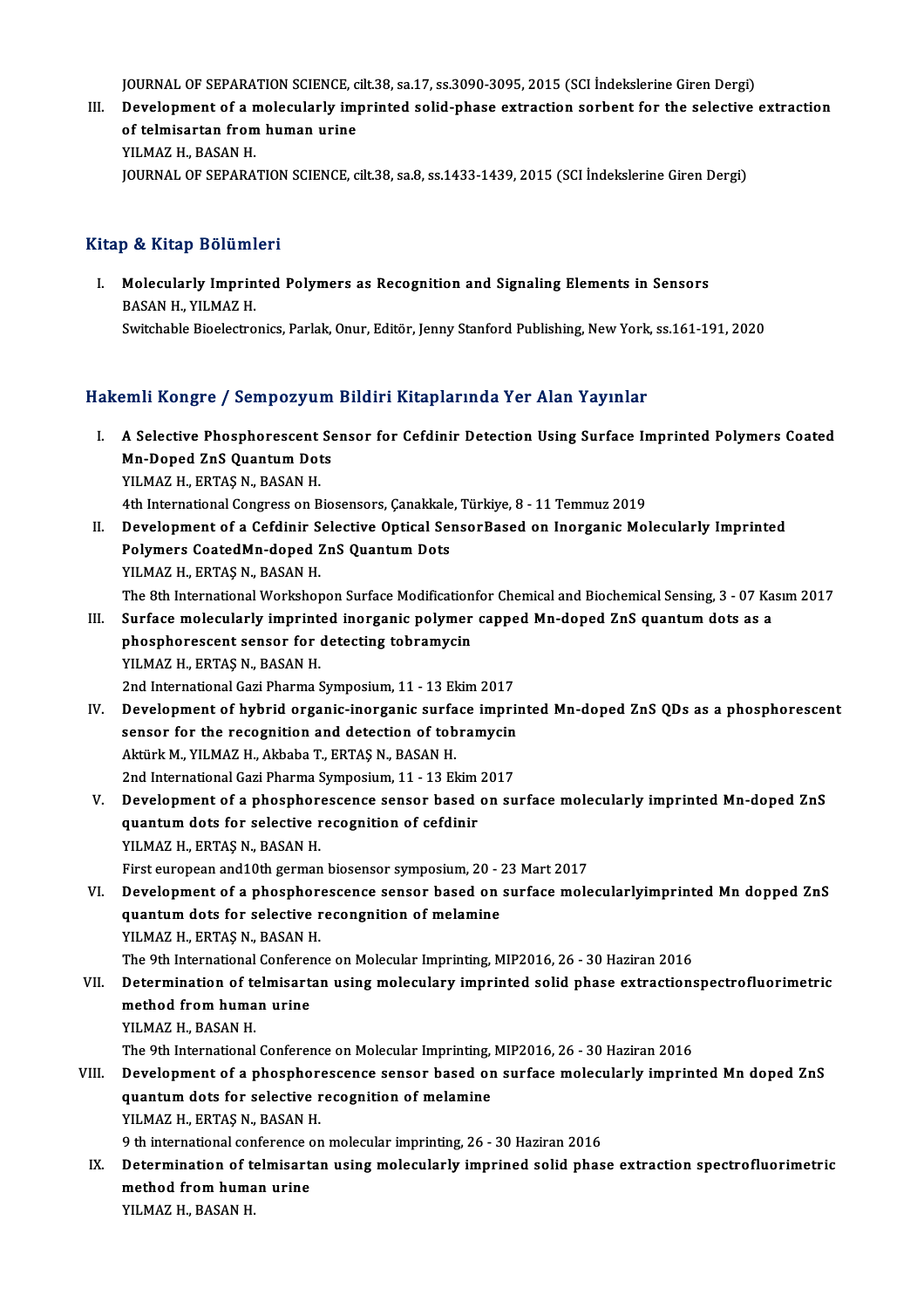JOURNAL OF SEPARATION SCIENCE, cilt.38, sa.17, ss.3090-3095, 2015 (SCI İndekslerine Giren Dergi)

III. **Development of a molecularly imprinted solid-phase extraction sorbent for the selective extraction of telmisartan from human urine**
YILMAZ H., BASAN H.
JOURNAL OF SEPARATION SCIENCE, cilt.38, sa.8, ss.1433-1439, 2015 (SCI İndekslerine Giren Dergi)

## Kitap & Kitap Bölümleri

I. **Molecularly Imprinted Polymers as Recognition and Signaling Elements in Sensors**
BASAN H., YILMAZ H.
Switchable Bioelectronics, Parlak, Onur, Editör, Jenny Stanford Publishing, New York, ss.161-191, 2020

## Hakemli Kongre / Sempozyum Bildiri Kitaplarında Yer Alan Yayınlar

I. **A Selective Phosphorescent Sensor for Cefdinir Detection Using Surface Imprinted Polymers Coated Mn-Doped ZnS Quantum Dots**
YILMAZ H., ERTAŞ N., BASAN H.
4th International Congress on Biosensors, Çanakkale, Türkiye, 8 - 11 Temmuz 2019

II. **Development of a Cefdinir Selective Optical SensorBased on Inorganic Molecularly Imprinted Polymers CoatedMn-doped ZnS Quantum Dots**
YILMAZ H., ERTAŞ N., BASAN H.
The 8th International Workshopon Surface Modificationfor Chemical and Biochemical Sensing, 3 - 07 Kasım 2017

III. **Surface molecularly imprinted inorganic polymer capped Mn-doped ZnS quantum dots as a phosphorescent sensor for detecting tobramycin**
YILMAZ H., ERTAŞ N., BASAN H.
2nd International Gazi Pharma Symposium, 11 - 13 Ekim 2017

IV. **Development of hybrid organic-inorganic surface imprinted Mn-doped ZnS QDs as a phosphorescent sensor for the recognition and detection of tobramycin**
Aktürk M., YILMAZ H., Akbaba T., ERTAŞ N., BASAN H.
2nd International Gazi Pharma Symposium, 11 - 13 Ekim 2017

V. **Development of a phosphorescence sensor based on surface molecularly imprinted Mn-doped ZnS quantum dots for selective recognition of cefdinir**
YILMAZ H., ERTAŞ N., BASAN H.
First european and10th german biosensor symposium, 20 - 23 Mart 2017

VI. **Development of a phosphorescence sensor based on surface molecularlyimprinted Mn dopped ZnS quantum dots for selective recongnition of melamine**
YILMAZ H., ERTAŞ N., BASAN H.
The 9th International Conference on Molecular Imprinting, MIP2016, 26 - 30 Haziran 2016

VII. **Determination of telmisartan using moleculary imprinted solid phase extractionspectrofluorimetric method from human urine**
YILMAZ H., BASAN H.
The 9th International Conference on Molecular Imprinting, MIP2016, 26 - 30 Haziran 2016

VIII. **Development of a phosphorescence sensor based on surface molecularly imprinted Mn doped ZnS quantum dots for selective recognition of melamine**
YILMAZ H., ERTAŞ N., BASAN H.
9 th international conference on molecular imprinting, 26 - 30 Haziran 2016

IX. **Determination of telmisartan using molecularly imprined solid phase extraction spectrofluorimetric method from human urine**
YILMAZ H., BASAN H.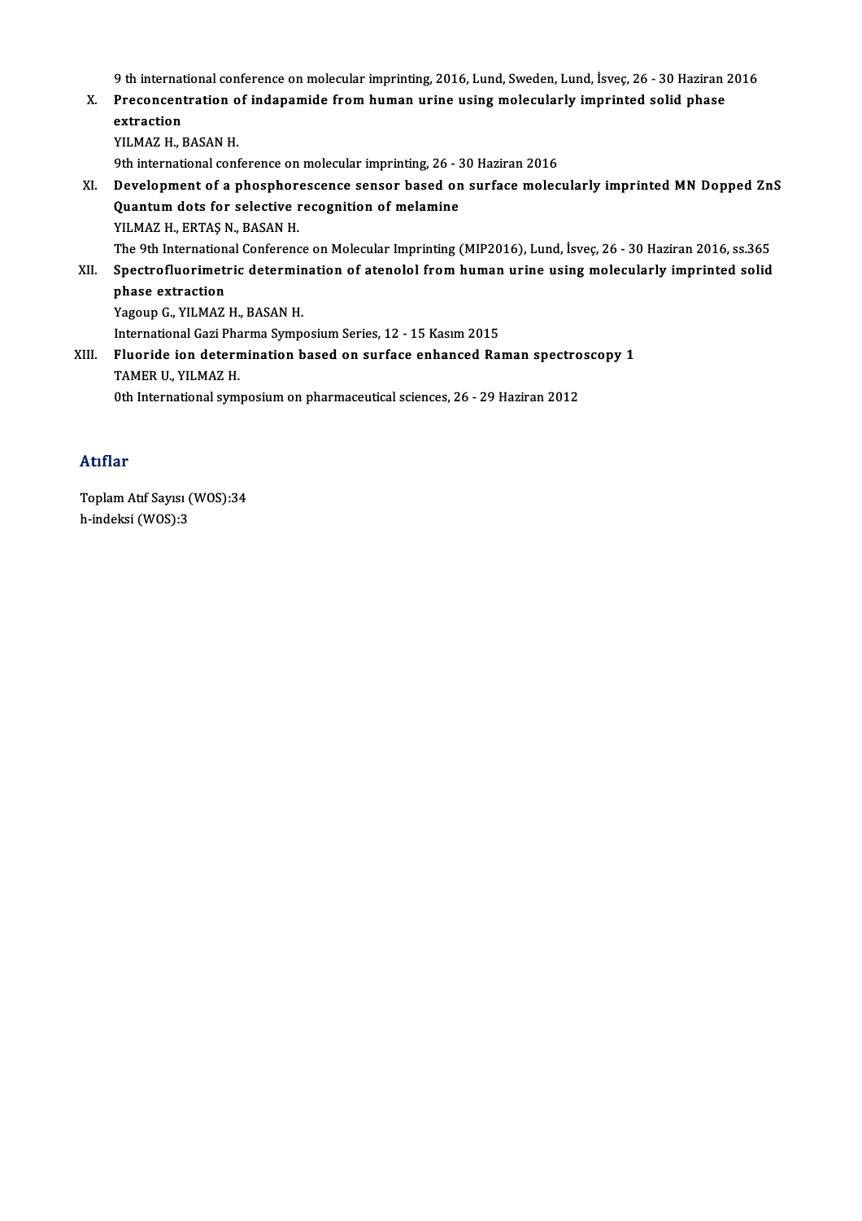9 th international conference on molecular imprinting, 2016, Lund, Sweden, Lund, İsveç, 26 - 30 Haziran 2016

X. **Preconcentration of indapamide from human urine using molecularly imprinted solid phase extraction**
YILMAZ H., BASAN H.
9th international conference on molecular imprinting, 26 - 30 Haziran 2016

XI. **Development of a phosphorescence sensor based on surface molecularly imprinted MN Dopped ZnS Quantum dots for selective recognition of melamine**
YILMAZ H., ERTAŞ N., BASAN H.
The 9th International Conference on Molecular Imprinting (MIP2016), Lund, İsveç, 26 - 30 Haziran 2016, ss.365

XII. **Spectrofluorimetric determination of atenolol from human urine using molecularly imprinted solid phase extraction**
Yagoup G., YILMAZ H., BASAN H.
International Gazi Pharma Symposium Series, 12 - 15 Kasım 2015

XIII. **Fluoride ion determination based on surface enhanced Raman spectroscopy 1**
TAMER U., YILMAZ H.
0th International symposium on pharmaceutical sciences, 26 - 29 Haziran 2012

## Atıflar

Toplam Atıf Sayısı (WOS):34
h-indeksi (WOS):3